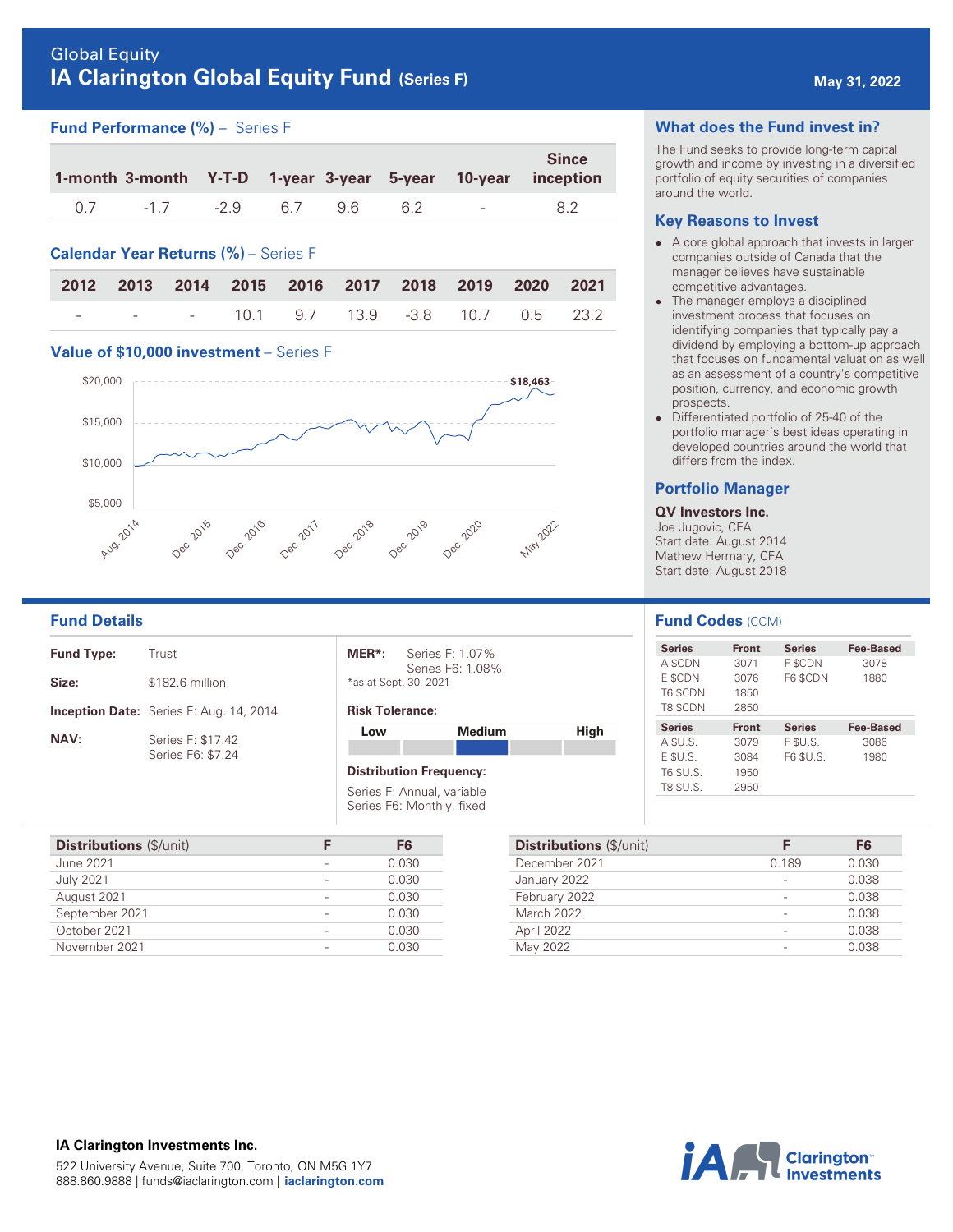Global Equity

# IA Clarington Global Equity Fund (Series F)

May 31, 2022

## Fund Performance (%) – Series F

| 1-month | 3-month | Y-T-D | 1-year | 3-year | 5-year | 10-year | Since inception |
|---|---|---|---|---|---|---|---|
| 0.7 | -1.7 | -2.9 | 6.7 | 9.6 | 6.2 | - | 8.2 |

## Calendar Year Returns (%) – Series F

| 2012 | 2013 | 2014 | 2015 | 2016 | 2017 | 2018 | 2019 | 2020 | 2021 |
|---|---|---|---|---|---|---|---|---|---|
| - | - | - | 10.1 | 9.7 | 13.9 | -3.8 | 10.7 | 0.5 | 23.2 |

## Value of $10,000 investment – Series F

$20,000
$15,000
$10,000
$5,000

$18,463

Aug. 2014, Dec. 2015, Dec. 2016, Dec. 2017, Dec. 2018, Dec. 2019, Dec. 2020, May 2022

## What does the Fund invest in?

The Fund seeks to provide long-term capital growth and income by investing in a diversified portfolio of equity securities of companies around the world.

## Key Reasons to Invest

- A core global approach that invests in larger companies outside of Canada that the manager believes have sustainable competitive advantages.
- The manager employs a disciplined investment process that focuses on identifying companies that typically pay a dividend by employing a bottom-up approach that focuses on fundamental valuation as well as an assessment of a country's competitive position, currency, and economic growth prospects.
- Differentiated portfolio of 25-40 of the portfolio manager's best ideas operating in developed countries around the world that differs from the index.

## Portfolio Manager

**QV Investors Inc.**
Joe Jugovic, CFA
Start date: August 2014
Mathew Hermary, CFA
Start date: August 2018

## Fund Details

**Fund Type:** Trust

**Size:** $182.6 million

**Inception Date:** Series F: Aug. 14, 2014

**NAV:** Series F: $17.42
Series F6: $7.24

**MER*:** Series F: 1.07%
Series F6: 1.08%
*as at Sept. 30, 2021

**Risk Tolerance:**

Low | Medium | High — Medium

**Distribution Frequency:**

Series F: Annual, variable
Series F6: Monthly, fixed

## Fund Codes (CCM)

| Series | Front | Series | Fee-Based |
|---|---|---|---|
| A $CDN | 3071 | F $CDN | 3078 |
| E $CDN | 3076 | F6 $CDN | 1880 |
| T6 $CDN | 1850 | | |
| T8 $CDN | 2850 | | |

| Series | Front | Series | Fee-Based |
|---|---|---|---|
| A $U.S. | 3079 | F $U.S. | 3086 |
| E $U.S. | 3084 | F6 $U.S. | 1980 |
| T6 $U.S. | 1950 | | |
| T8 $U.S. | 2950 | | |

| Distributions ($/unit) | F | F6 |
|---|---|---|
| June 2021 | - | 0.030 |
| July 2021 | - | 0.030 |
| August 2021 | - | 0.030 |
| September 2021 | - | 0.030 |
| October 2021 | - | 0.030 |
| November 2021 | - | 0.030 |

| Distributions ($/unit) | F | F6 |
|---|---|---|
| December 2021 | 0.189 | 0.030 |
| January 2022 | - | 0.038 |
| February 2022 | - | 0.038 |
| March 2022 | - | 0.038 |
| April 2022 | - | 0.038 |
| May 2022 | - | 0.038 |

**IA Clarington Investments Inc.**

522 University Avenue, Suite 700, Toronto, ON M5G 1Y7
888.860.9888 | funds@iaclarington.com | **iaclarington.com**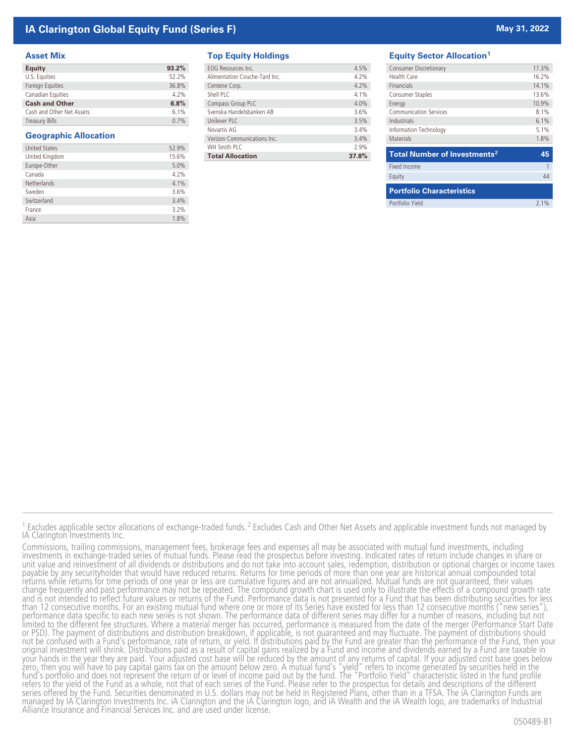# IA Clarington Global Equity Fund (Series F)

May 31, 2022

## Asset Mix

| | |
|---|---|
| **Equity** | **93.2%** |
| U.S. Equities | 52.2% |
| Foreign Equities | 36.8% |
| Canadian Equities | 4.2% |
| **Cash and Other** | **6.8%** |
| Cash and Other Net Assets | 6.1% |
| Treasury Bills | 0.7% |

## Geographic Allocation

| | |
|---|---|
| United States | 52.9% |
| United Kingdom | 15.6% |
| Europe-Other | 5.0% |
| Canada | 4.2% |
| Netherlands | 4.1% |
| Sweden | 3.6% |
| Switzerland | 3.4% |
| France | 3.2% |
| Asia | 1.8% |

## Top Equity Holdings

| | |
|---|---|
| EOG Resources Inc. | 4.5% |
| Alimentation Couche-Tard Inc. | 4.2% |
| Centene Corp. | 4.2% |
| Shell PLC | 4.1% |
| Compass Group PLC | 4.0% |
| Svenska Handelsbanken AB | 3.6% |
| Unilever PLC | 3.5% |
| Novartis AG | 3.4% |
| Verizon Communications Inc. | 3.4% |
| WH Smith PLC | 2.9% |
| **Total Allocation** | **37.8%** |

## Equity Sector Allocation[1]

| | |
|---|---|
| Consumer Discretionary | 17.3% |
| Health Care | 16.2% |
| Financials | 14.1% |
| Consumer Staples | 13.6% |
| Energy | 10.9% |
| Communication Services | 8.1% |
| Industrials | 6.1% |
| Information Technology | 5.1% |
| Materials | 1.8% |

## Total Number of Investments[2]

| | |
|---|---|
| **Total Number of Investments** | **45** |
| Fixed Income | 1 |
| Equity | 44 |

## Portfolio Characteristics

| | |
|---|---|
| Portfolio Yield | 2.1% |

[1] Excludes applicable sector allocations of exchange-traded funds. [2] Excludes Cash and Other Net Assets and applicable investment funds not managed by IA Clarington Investments Inc.

Commissions, trailing commissions, management fees, brokerage fees and expenses all may be associated with mutual fund investments, including investments in exchange-traded series of mutual funds. Please read the prospectus before investing. Indicated rates of return include changes in share or unit value and reinvestment of all dividends or distributions and do not take into account sales, redemption, distribution or optional charges or income taxes payable by any securityholder that would have reduced returns. Returns for time periods of more than one year are historical annual compounded total returns while returns for time periods of one year or less are cumulative figures and are not annualized. Mutual funds are not guaranteed, their values change frequently and past performance may not be repeated. The compound growth chart is used only to illustrate the effects of a compound growth rate and is not intended to reflect future values or returns of the Fund. Performance data is not presented for a Fund that has been distributing securities for less than 12 consecutive months. For an existing mutual fund where one or more of its Series have existed for less than 12 consecutive months ("new series"), performance data specific to each new series is not shown. The performance data of different series may differ for a number of reasons, including but not limited to the different fee structures. Where a material merger has occurred, performance is measured from the date of the merger (Performance Start Date or PSD). The payment of distributions and distribution breakdown, if applicable, is not guaranteed and may fluctuate. The payment of distributions should not be confused with a Fund's performance, rate of return, or yield. If distributions paid by the Fund are greater than the performance of the Fund, then your original investment will shrink. Distributions paid as a result of capital gains realized by a Fund and income and dividends earned by a Fund are taxable in your hands in the year they are paid. Your adjusted cost base will be reduced by the amount of any returns of capital. If your adjusted cost base goes below zero, then you will have to pay capital gains tax on the amount below zero. A mutual fund's "yield" refers to income generated by securities held in the fund's portfolio and does not represent the return of or level of income paid out by the fund. The "Portfolio Yield" characteristic listed in the fund profile refers to the yield of the Fund as a whole, not that of each series of the Fund. Please refer to the prospectus for details and descriptions of the different series offered by the Fund. Securities denominated in U.S. dollars may not be held in Registered Plans, other than in a TFSA. The iA Clarington Funds are managed by IA Clarington Investments Inc. iA Clarington and the iA Clarington logo, and iA Wealth and the iA Wealth logo, are trademarks of Industrial Alliance Insurance and Financial Services Inc. and are used under license.

050489-81